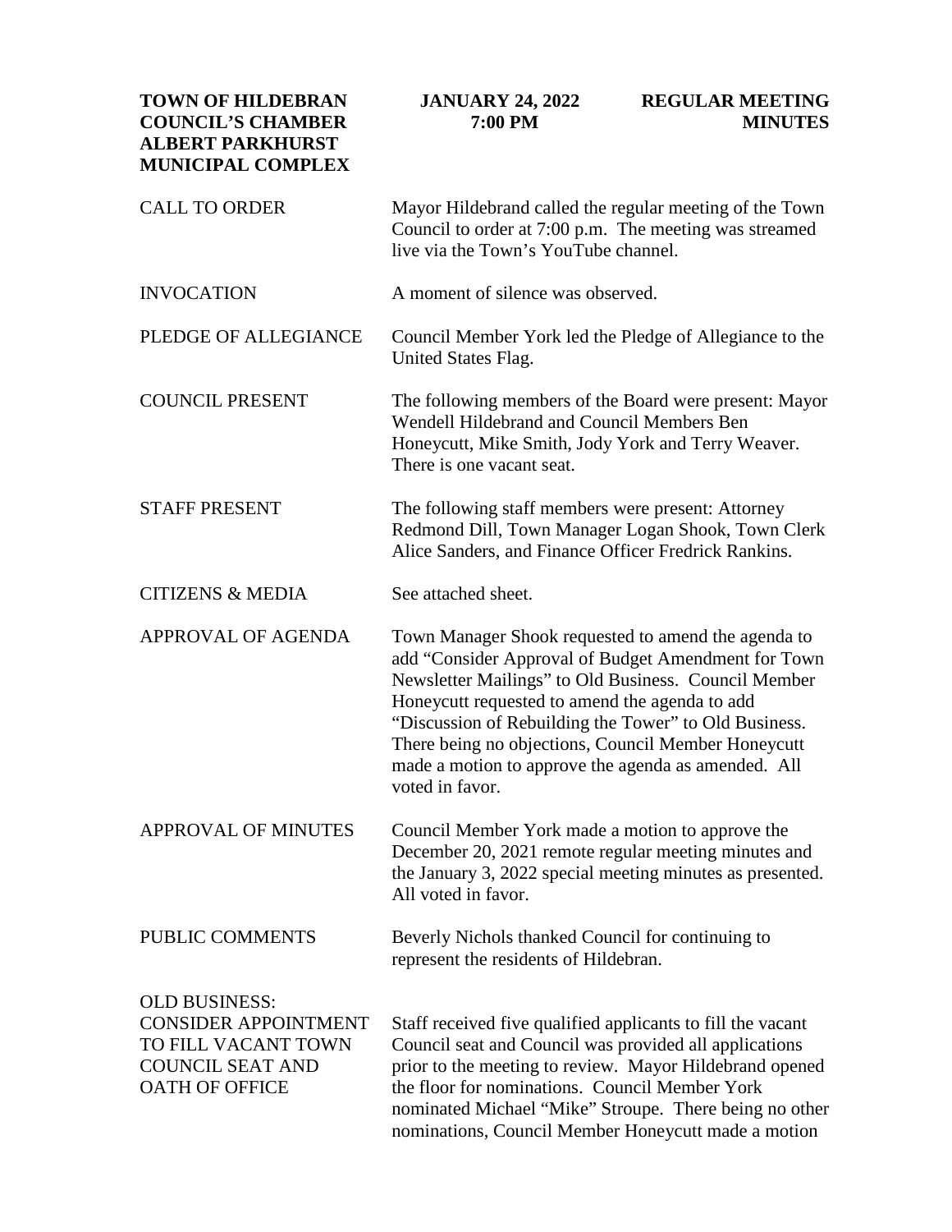**TOWN OF HILDEBRAN**
**COUNCIL'S CHAMBER**
**ALBERT PARKHURST MUNICIPAL COMPLEX**

**JANUARY 24, 2022**
**7:00 PM**

**REGULAR MEETING MINUTES**

CALL TO ORDER

Mayor Hildebrand called the regular meeting of the Town Council to order at 7:00 p.m. The meeting was streamed live via the Town's YouTube channel.

INVOCATION

A moment of silence was observed.

PLEDGE OF ALLEGIANCE

Council Member York led the Pledge of Allegiance to the United States Flag.

COUNCIL PRESENT

The following members of the Board were present: Mayor Wendell Hildebrand and Council Members Ben Honeycutt, Mike Smith, Jody York and Terry Weaver. There is one vacant seat.

STAFF PRESENT

The following staff members were present: Attorney Redmond Dill, Town Manager Logan Shook, Town Clerk Alice Sanders, and Finance Officer Fredrick Rankins.

CITIZENS & MEDIA

See attached sheet.

APPROVAL OF AGENDA

Town Manager Shook requested to amend the agenda to add "Consider Approval of Budget Amendment for Town Newsletter Mailings" to Old Business. Council Member Honeycutt requested to amend the agenda to add "Discussion of Rebuilding the Tower" to Old Business. There being no objections, Council Member Honeycutt made a motion to approve the agenda as amended. All voted in favor.

APPROVAL OF MINUTES

Council Member York made a motion to approve the December 20, 2021 remote regular meeting minutes and the January 3, 2022 special meeting minutes as presented. All voted in favor.

PUBLIC COMMENTS

Beverly Nichols thanked Council for continuing to represent the residents of Hildebran.

OLD BUSINESS:
CONSIDER APPOINTMENT TO FILL VACANT TOWN COUNCIL SEAT AND OATH OF OFFICE

Staff received five qualified applicants to fill the vacant Council seat and Council was provided all applications prior to the meeting to review. Mayor Hildebrand opened the floor for nominations. Council Member York nominated Michael "Mike" Stroupe. There being no other nominations, Council Member Honeycutt made a motion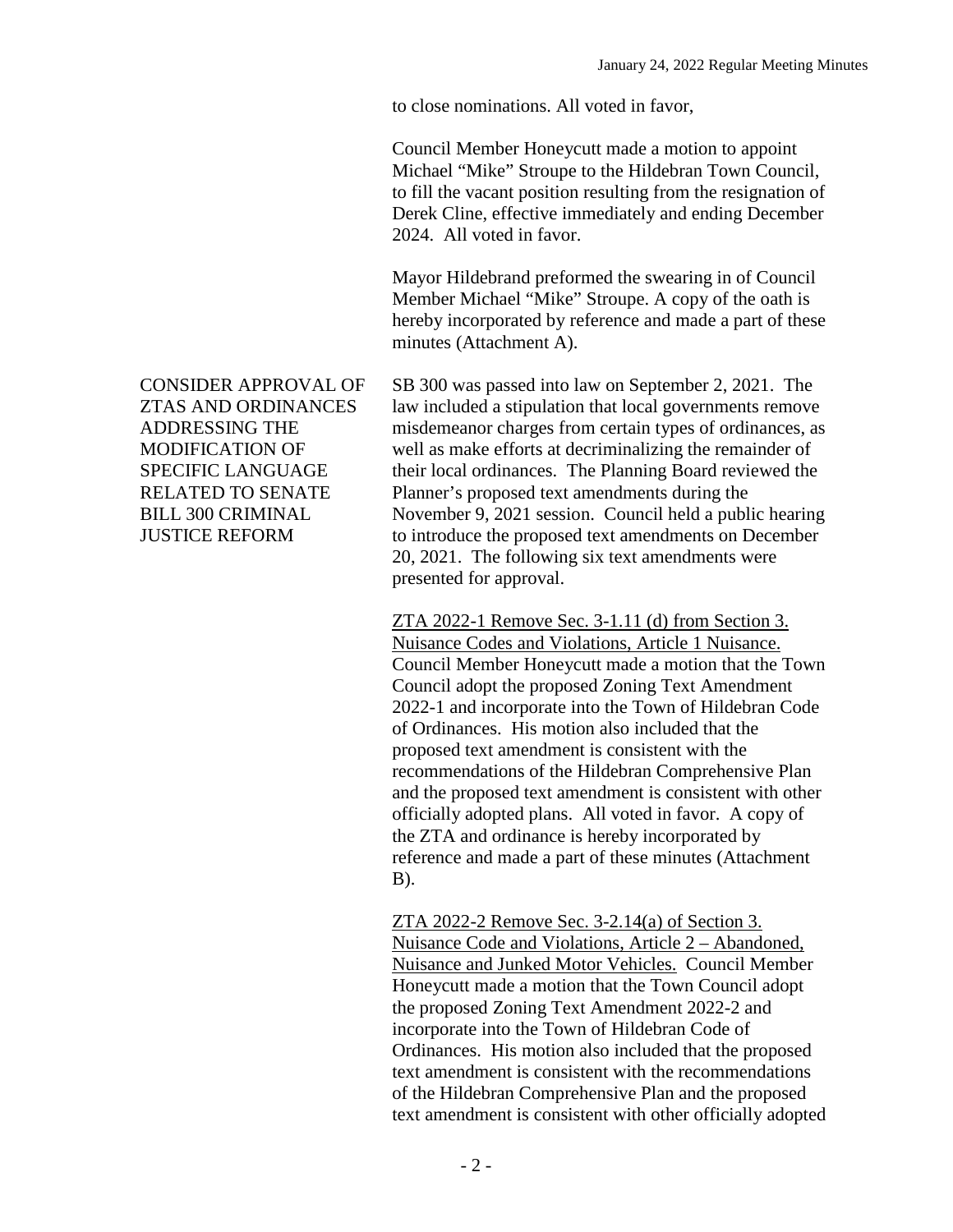to close nominations. All voted in favor,

Council Member Honeycutt made a motion to appoint Michael "Mike" Stroupe to the Hildebran Town Council, to fill the vacant position resulting from the resignation of Derek Cline, effective immediately and ending December 2024. All voted in favor.

Mayor Hildebrand preformed the swearing in of Council Member Michael "Mike" Stroupe. A copy of the oath is hereby incorporated by reference and made a part of these minutes (Attachment A).

### CONSIDER APPROVAL OF ZTAS AND ORDINANCES ADDRESSING THE MODIFICATION OF SPECIFIC LANGUAGE RELATED TO SENATE BILL 300 CRIMINAL JUSTICE REFORM

SB 300 was passed into law on September 2, 2021. The law included a stipulation that local governments remove misdemeanor charges from certain types of ordinances, as well as make efforts at decriminalizing the remainder of their local ordinances. The Planning Board reviewed the Planner's proposed text amendments during the November 9, 2021 session. Council held a public hearing to introduce the proposed text amendments on December 20, 2021. The following six text amendments were presented for approval.

<u>ZTA 2022-1 Remove Sec. 3-1.11 (d) from Section 3. Nuisance Codes and Violations, Article 1 Nuisance.</u> Council Member Honeycutt made a motion that the Town Council adopt the proposed Zoning Text Amendment 2022-1 and incorporate into the Town of Hildebran Code of Ordinances. His motion also included that the proposed text amendment is consistent with the recommendations of the Hildebran Comprehensive Plan and the proposed text amendment is consistent with other officially adopted plans. All voted in favor. A copy of the ZTA and ordinance is hereby incorporated by reference and made a part of these minutes (Attachment B).

<u>ZTA 2022-2 Remove Sec. 3-2.14(a) of Section 3. Nuisance Code and Violations, Article 2 – Abandoned, Nuisance and Junked Motor Vehicles.</u> Council Member Honeycutt made a motion that the Town Council adopt the proposed Zoning Text Amendment 2022-2 and incorporate into the Town of Hildebran Code of Ordinances. His motion also included that the proposed text amendment is consistent with the recommendations of the Hildebran Comprehensive Plan and the proposed text amendment is consistent with other officially adopted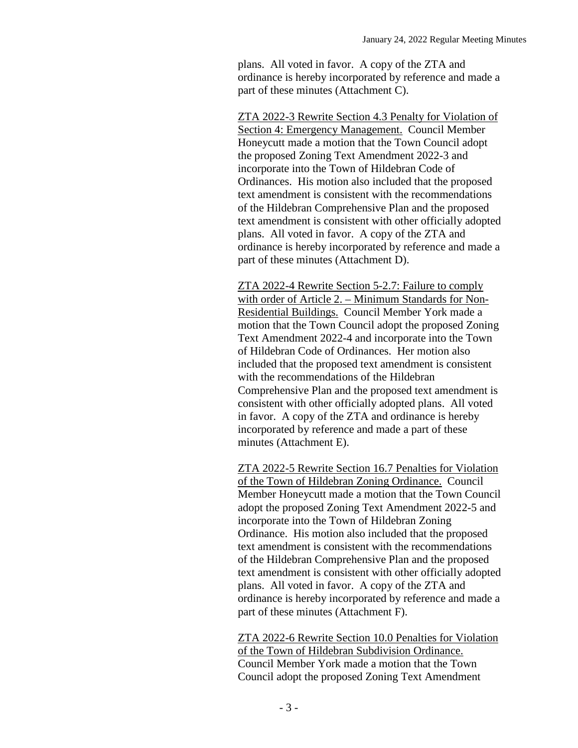plans. All voted in favor. A copy of the ZTA and ordinance is hereby incorporated by reference and made a part of these minutes (Attachment C).

<u>ZTA 2022-3 Rewrite Section 4.3 Penalty for Violation of Section 4: Emergency Management.</u> Council Member Honeycutt made a motion that the Town Council adopt the proposed Zoning Text Amendment 2022-3 and incorporate into the Town of Hildebran Code of Ordinances. His motion also included that the proposed text amendment is consistent with the recommendations of the Hildebran Comprehensive Plan and the proposed text amendment is consistent with other officially adopted plans. All voted in favor. A copy of the ZTA and ordinance is hereby incorporated by reference and made a part of these minutes (Attachment D).

<u>ZTA 2022-4 Rewrite Section 5-2.7: Failure to comply with order of Article 2. – Minimum Standards for Non-Residential Buildings.</u> Council Member York made a motion that the Town Council adopt the proposed Zoning Text Amendment 2022-4 and incorporate into the Town of Hildebran Code of Ordinances. Her motion also included that the proposed text amendment is consistent with the recommendations of the Hildebran Comprehensive Plan and the proposed text amendment is consistent with other officially adopted plans. All voted in favor. A copy of the ZTA and ordinance is hereby incorporated by reference and made a part of these minutes (Attachment E).

<u>ZTA 2022-5 Rewrite Section 16.7 Penalties for Violation of the Town of Hildebran Zoning Ordinance.</u> Council Member Honeycutt made a motion that the Town Council adopt the proposed Zoning Text Amendment 2022-5 and incorporate into the Town of Hildebran Zoning Ordinance. His motion also included that the proposed text amendment is consistent with the recommendations of the Hildebran Comprehensive Plan and the proposed text amendment is consistent with other officially adopted plans. All voted in favor. A copy of the ZTA and ordinance is hereby incorporated by reference and made a part of these minutes (Attachment F).

<u>ZTA 2022-6 Rewrite Section 10.0 Penalties for Violation of the Town of Hildebran Subdivision Ordinance.</u> Council Member York made a motion that the Town Council adopt the proposed Zoning Text Amendment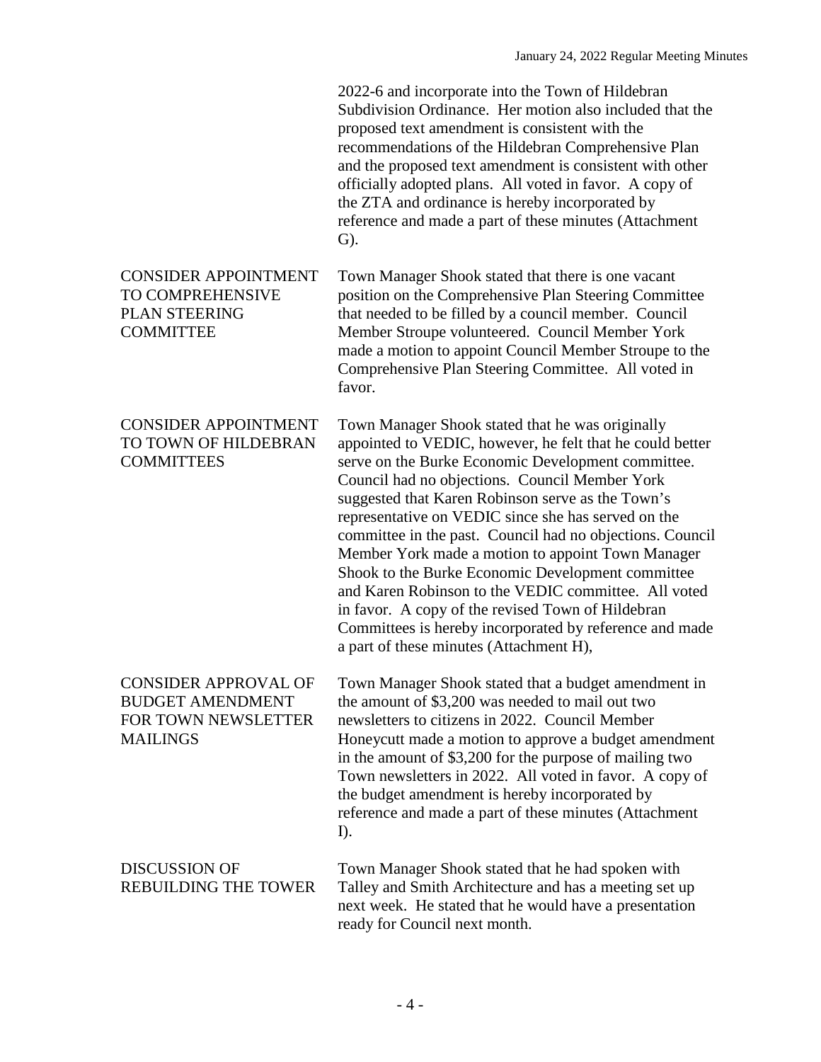2022-6 and incorporate into the Town of Hildebran Subdivision Ordinance. Her motion also included that the proposed text amendment is consistent with the recommendations of the Hildebran Comprehensive Plan and the proposed text amendment is consistent with other officially adopted plans. All voted in favor. A copy of the ZTA and ordinance is hereby incorporated by reference and made a part of these minutes (Attachment G).

**CONSIDER APPOINTMENT TO COMPREHENSIVE PLAN STEERING COMMITTEE**

Town Manager Shook stated that there is one vacant position on the Comprehensive Plan Steering Committee that needed to be filled by a council member. Council Member Stroupe volunteered. Council Member York made a motion to appoint Council Member Stroupe to the Comprehensive Plan Steering Committee. All voted in favor.

**CONSIDER APPOINTMENT TO TOWN OF HILDEBRAN COMMITTEES**

Town Manager Shook stated that he was originally appointed to VEDIC, however, he felt that he could better serve on the Burke Economic Development committee. Council had no objections. Council Member York suggested that Karen Robinson serve as the Town's representative on VEDIC since she has served on the committee in the past. Council had no objections. Council Member York made a motion to appoint Town Manager Shook to the Burke Economic Development committee and Karen Robinson to the VEDIC committee. All voted in favor. A copy of the revised Town of Hildebran Committees is hereby incorporated by reference and made a part of these minutes (Attachment H),

**CONSIDER APPROVAL OF BUDGET AMENDMENT FOR TOWN NEWSLETTER MAILINGS**

Town Manager Shook stated that a budget amendment in the amount of $3,200 was needed to mail out two newsletters to citizens in 2022. Council Member Honeycutt made a motion to approve a budget amendment in the amount of $3,200 for the purpose of mailing two Town newsletters in 2022. All voted in favor. A copy of the budget amendment is hereby incorporated by reference and made a part of these minutes (Attachment I).

**DISCUSSION OF REBUILDING THE TOWER**

Town Manager Shook stated that he had spoken with Talley and Smith Architecture and has a meeting set up next week. He stated that he would have a presentation ready for Council next month.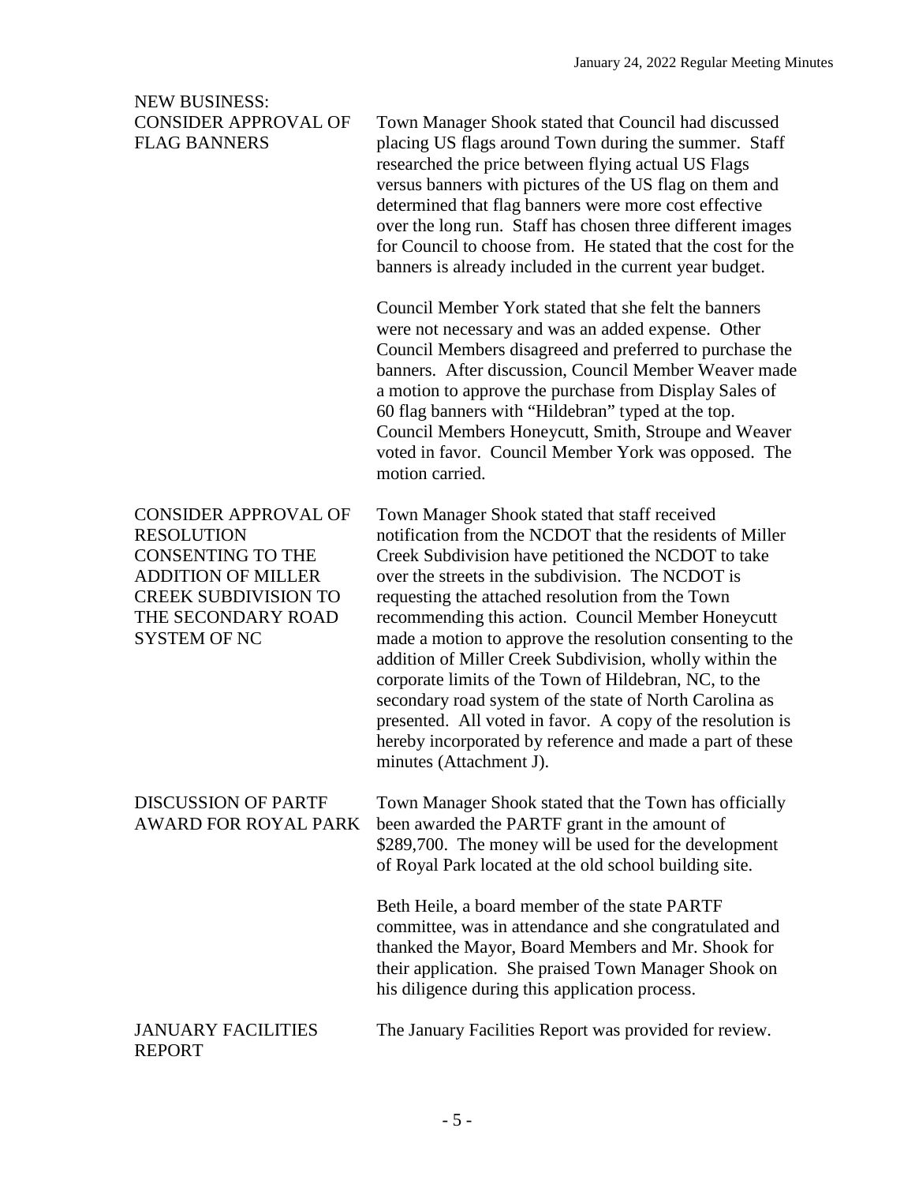## NEW BUSINESS:

### CONSIDER APPROVAL OF FLAG BANNERS

Town Manager Shook stated that Council had discussed placing US flags around Town during the summer. Staff researched the price between flying actual US Flags versus banners with pictures of the US flag on them and determined that flag banners were more cost effective over the long run. Staff has chosen three different images for Council to choose from. He stated that the cost for the banners is already included in the current year budget.

Council Member York stated that she felt the banners were not necessary and was an added expense. Other Council Members disagreed and preferred to purchase the banners. After discussion, Council Member Weaver made a motion to approve the purchase from Display Sales of 60 flag banners with "Hildebran" typed at the top. Council Members Honeycutt, Smith, Stroupe and Weaver voted in favor. Council Member York was opposed. The motion carried.

### CONSIDER APPROVAL OF RESOLUTION CONSENTING TO THE ADDITION OF MILLER CREEK SUBDIVISION TO THE SECONDARY ROAD SYSTEM OF NC

Town Manager Shook stated that staff received notification from the NCDOT that the residents of Miller Creek Subdivision have petitioned the NCDOT to take over the streets in the subdivision. The NCDOT is requesting the attached resolution from the Town recommending this action. Council Member Honeycutt made a motion to approve the resolution consenting to the addition of Miller Creek Subdivision, wholly within the corporate limits of the Town of Hildebran, NC, to the secondary road system of the state of North Carolina as presented. All voted in favor. A copy of the resolution is hereby incorporated by reference and made a part of these minutes (Attachment J).

### DISCUSSION OF PARTF AWARD FOR ROYAL PARK

Town Manager Shook stated that the Town has officially been awarded the PARTF grant in the amount of $289,700. The money will be used for the development of Royal Park located at the old school building site.

Beth Heile, a board member of the state PARTF committee, was in attendance and she congratulated and thanked the Mayor, Board Members and Mr. Shook for their application. She praised Town Manager Shook on his diligence during this application process.

### JANUARY FACILITIES REPORT

The January Facilities Report was provided for review.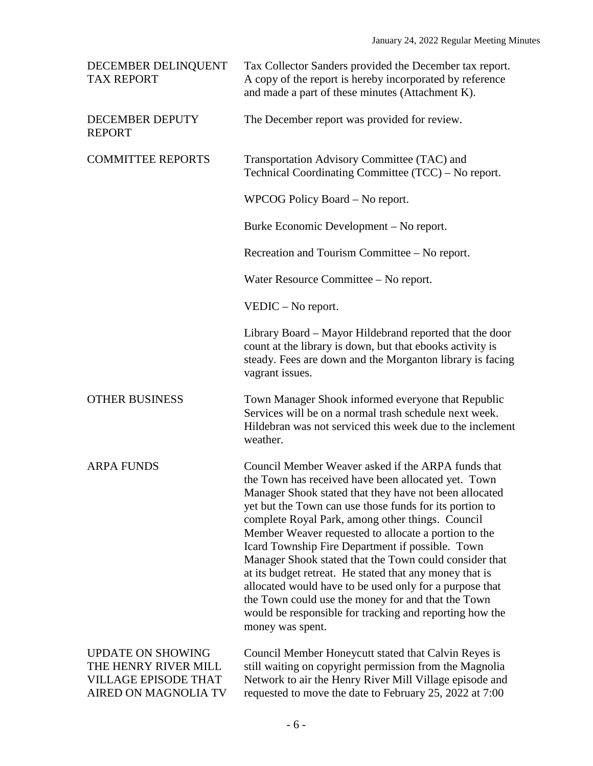DECEMBER DELINQUENT TAX REPORT

Tax Collector Sanders provided the December tax report. A copy of the report is hereby incorporated by reference and made a part of these minutes (Attachment K).

DECEMBER DEPUTY REPORT

The December report was provided for review.

COMMITTEE REPORTS

Transportation Advisory Committee (TAC) and Technical Coordinating Committee (TCC) – No report.

WPCOG Policy Board – No report.

Burke Economic Development – No report.

Recreation and Tourism Committee – No report.

Water Resource Committee – No report.

VEDIC – No report.

Library Board – Mayor Hildebrand reported that the door count at the library is down, but that ebooks activity is steady. Fees are down and the Morganton library is facing vagrant issues.

OTHER BUSINESS

Town Manager Shook informed everyone that Republic Services will be on a normal trash schedule next week. Hildebran was not serviced this week due to the inclement weather.

ARPA FUNDS

Council Member Weaver asked if the ARPA funds that the Town has received have been allocated yet. Town Manager Shook stated that they have not been allocated yet but the Town can use those funds for its portion to complete Royal Park, among other things. Council Member Weaver requested to allocate a portion to the Icard Township Fire Department if possible. Town Manager Shook stated that the Town could consider that at its budget retreat. He stated that any money that is allocated would have to be used only for a purpose that the Town could use the money for and that the Town would be responsible for tracking and reporting how the money was spent.

UPDATE ON SHOWING THE HENRY RIVER MILL VILLAGE EPISODE THAT AIRED ON MAGNOLIA TV

Council Member Honeycutt stated that Calvin Reyes is still waiting on copyright permission from the Magnolia Network to air the Henry River Mill Village episode and requested to move the date to February 25, 2022 at 7:00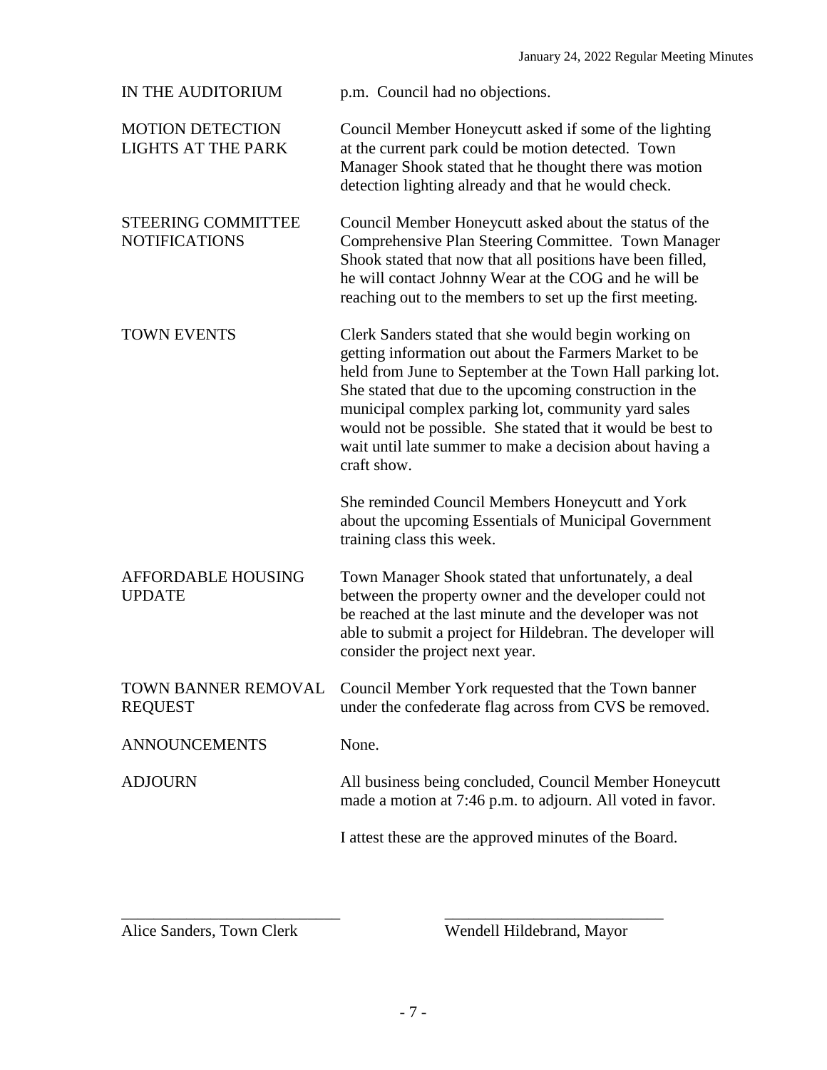**IN THE AUDITORIUM**

p.m. Council had no objections.

**MOTION DETECTION LIGHTS AT THE PARK**

Council Member Honeycutt asked if some of the lighting at the current park could be motion detected. Town Manager Shook stated that he thought there was motion detection lighting already and that he would check.

**STEERING COMMITTEE NOTIFICATIONS**

Council Member Honeycutt asked about the status of the Comprehensive Plan Steering Committee. Town Manager Shook stated that now that all positions have been filled, he will contact Johnny Wear at the COG and he will be reaching out to the members to set up the first meeting.

**TOWN EVENTS**

Clerk Sanders stated that she would begin working on getting information out about the Farmers Market to be held from June to September at the Town Hall parking lot. She stated that due to the upcoming construction in the municipal complex parking lot, community yard sales would not be possible. She stated that it would be best to wait until late summer to make a decision about having a craft show.

She reminded Council Members Honeycutt and York about the upcoming Essentials of Municipal Government training class this week.

**AFFORDABLE HOUSING UPDATE**

Town Manager Shook stated that unfortunately, a deal between the property owner and the developer could not be reached at the last minute and the developer was not able to submit a project for Hildebran. The developer will consider the project next year.

**TOWN BANNER REMOVAL REQUEST**

Council Member York requested that the Town banner under the confederate flag across from CVS be removed.

**ANNOUNCEMENTS**

None.

**ADJOURN**

All business being concluded, Council Member Honeycutt made a motion at 7:46 p.m. to adjourn. All voted in favor.

I attest these are the approved minutes of the Board.

\_\_\_\_\_\_\_\_\_\_\_\_\_\_\_\_\_\_\_\_\_\_\_\_\_\_\_\_
Alice Sanders, Town Clerk

\_\_\_\_\_\_\_\_\_\_\_\_\_\_\_\_\_\_\_\_\_\_\_\_\_\_\_\_
Wendell Hildebrand, Mayor